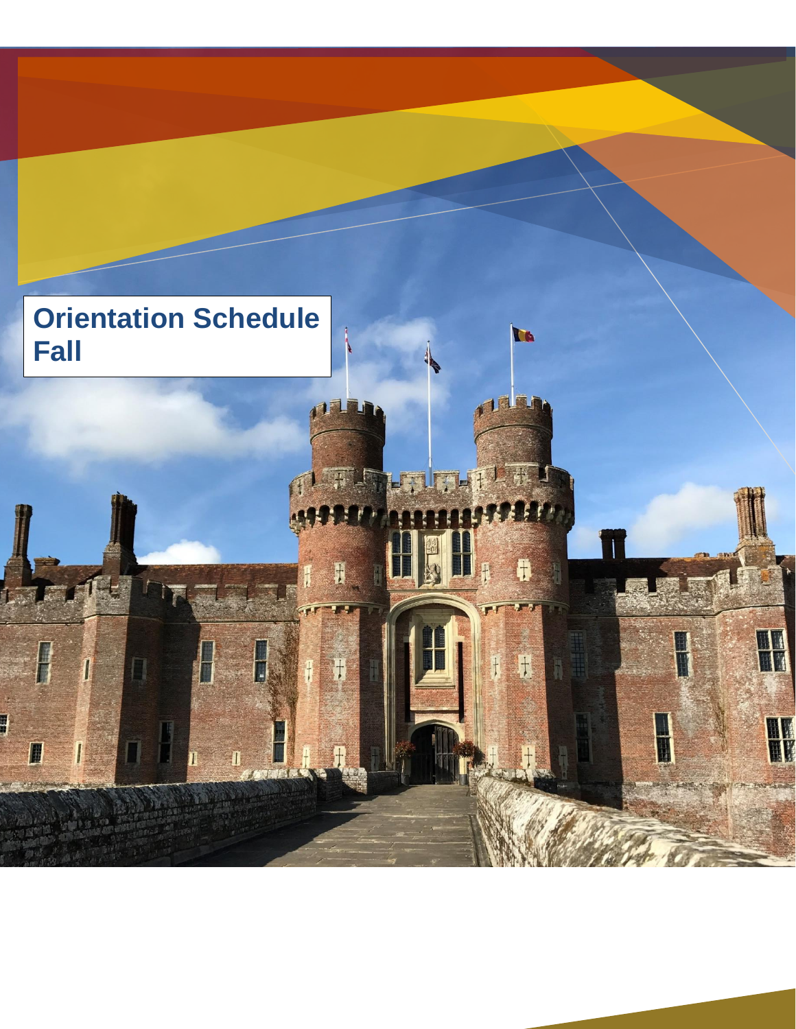# Orientation Schedule Fall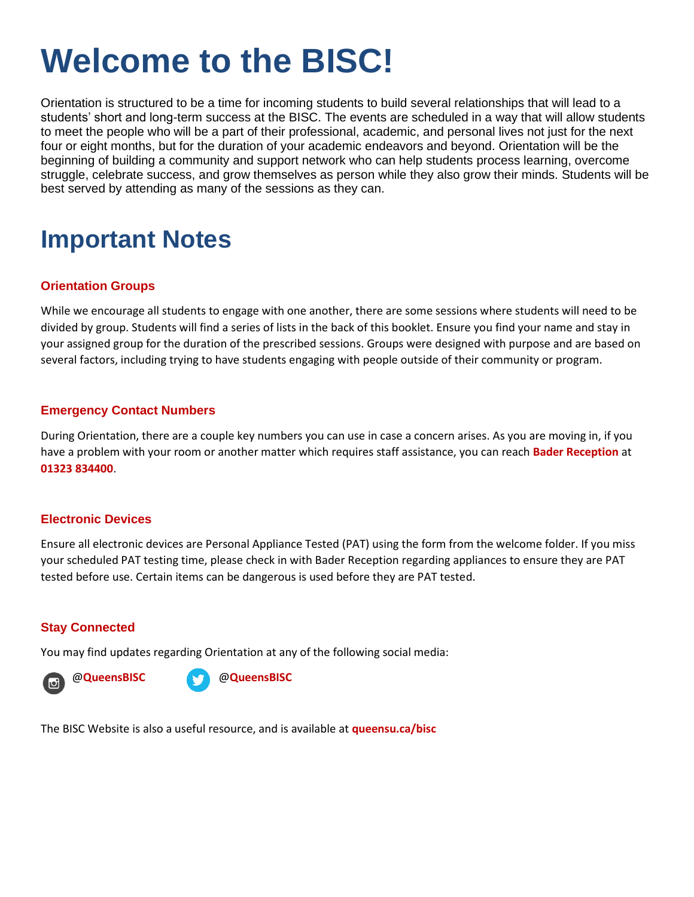# Welcome to the BISC!

Orientation is structured to be a time for incoming students to build several relationships that will lead to a students' short and long-term success at the BISC. The events are scheduled in a way that will allow students to meet the people who will be a part of their professional, academic, and personal lives not just for the next four or eight months, but for the duration of your academic endeavors and beyond. Orientation will be the beginning of building a community and support network who can help students process learning, overcome struggle, celebrate success, and grow themselves as person while they also grow their minds. Students will be best served by attending as many of the sessions as they can.

# Important Notes

### Orientation Groups

While we encourage all students to engage with one another, there are some sessions where students will need to be divided by group. Students will find a series of lists in the back of this booklet. Ensure you find your name and stay in your assigned group for the duration of the prescribed sessions. Groups were designed with purpose and are based on several factors, including trying to have students engaging with people outside of their community or program.

### Emergency Contact Numbers

During Orientation, there are a couple key numbers you can use in case a concern arises. As you are moving in, if you have a problem with your room or another matter which requires staff assistance, you can reach **Bader Reception** at **01323 834400**.

### Electronic Devices

Ensure all electronic devices are Personal Appliance Tested (PAT) using the form from the welcome folder. If you miss your scheduled PAT testing time, please check in with Bader Reception regarding appliances to ensure they are PAT tested before use. Certain items can be dangerous is used before they are PAT tested.

### Stay Connected

You may find updates regarding Orientation at any of the following social media:

@**QueensBISC** @**QueensBISC**

The BISC Website is also a useful resource, and is available at **queensu.ca/bisc**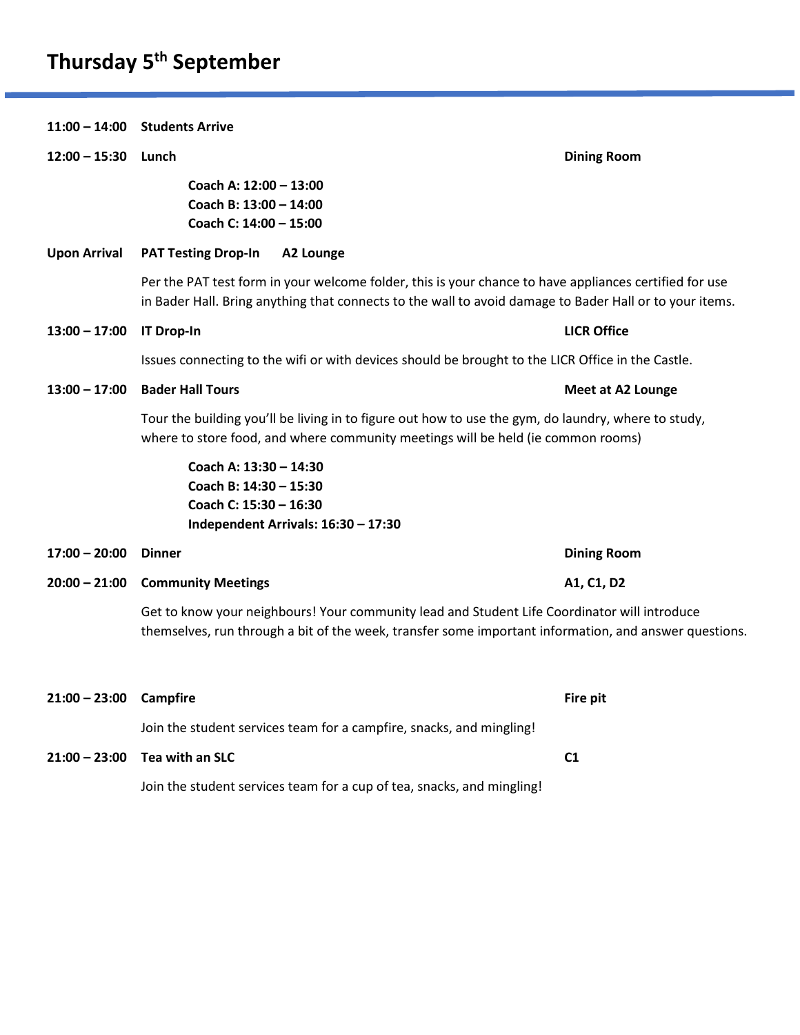# Thursday 5th September

**11:00 – 14:00 Students Arrive**

**12:00 – 15:30 Lunch** — **Dining Room**

> **Coach A: 12:00 – 13:00**
> **Coach B: 13:00 – 14:00**
> **Coach C: 14:00 – 15:00**

**Upon Arrival PAT Testing Drop-In** — **A2 Lounge**

Per the PAT test form in your welcome folder, this is your chance to have appliances certified for use in Bader Hall. Bring anything that connects to the wall to avoid damage to Bader Hall or to your items.

**13:00 – 17:00 IT Drop-In** — **LICR Office**

Issues connecting to the wifi or with devices should be brought to the LICR Office in the Castle.

**13:00 – 17:00 Bader Hall Tours** — **Meet at A2 Lounge**

Tour the building you'll be living in to figure out how to use the gym, do laundry, where to study, where to store food, and where community meetings will be held (ie common rooms)

> **Coach A: 13:30 – 14:30**
> **Coach B: 14:30 – 15:30**
> **Coach C: 15:30 – 16:30**
> **Independent Arrivals: 16:30 – 17:30**

**17:00 – 20:00 Dinner** — **Dining Room**

**20:00 – 21:00 Community Meetings** — **A1, C1, D2**

Get to know your neighbours! Your community lead and Student Life Coordinator will introduce themselves, run through a bit of the week, transfer some important information, and answer questions.

**21:00 – 23:00 Campfire** — **Fire pit**

Join the student services team for a campfire, snacks, and mingling!

**21:00 – 23:00 Tea with an SLC** — **C1**

Join the student services team for a cup of tea, snacks, and mingling!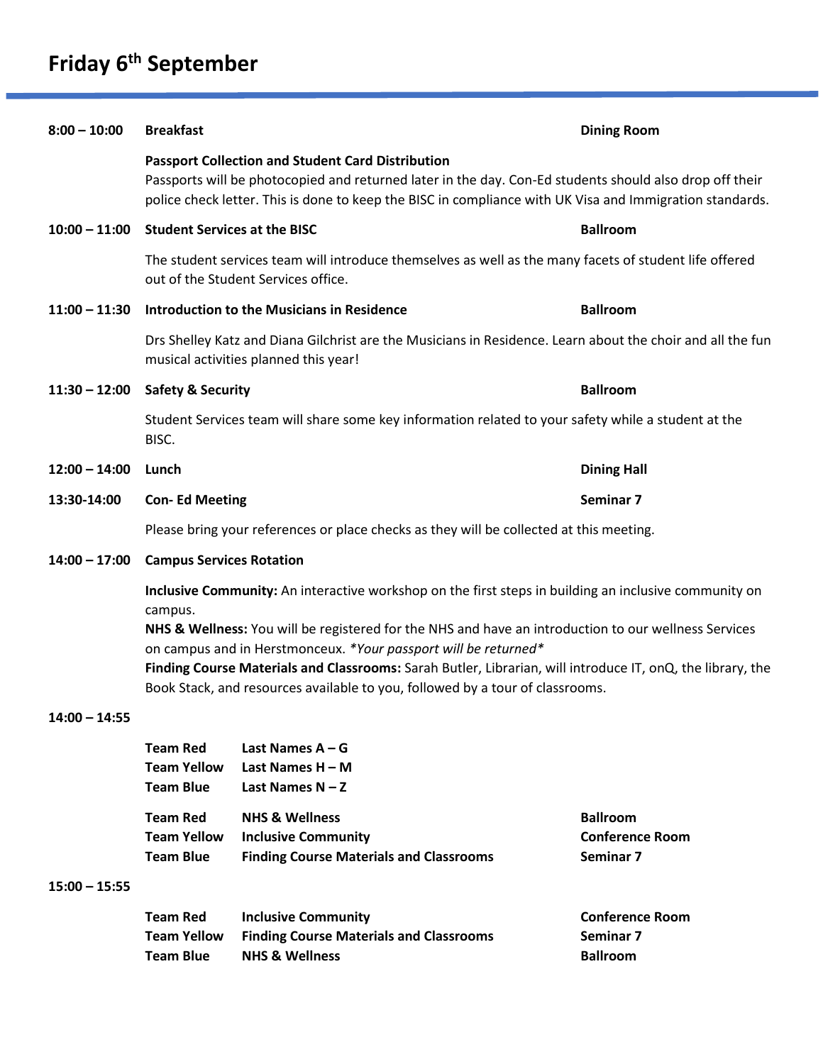# Friday 6th September

**8:00 – 10:00** **Breakfast** — **Dining Room**

**Passport Collection and Student Card Distribution**

Passports will be photocopied and returned later in the day. Con-Ed students should also drop off their police check letter. This is done to keep the BISC in compliance with UK Visa and Immigration standards.

**10:00 – 11:00** **Student Services at the BISC** — **Ballroom**

The student services team will introduce themselves as well as the many facets of student life offered out of the Student Services office.

**11:00 – 11:30** **Introduction to the Musicians in Residence** — **Ballroom**

Drs Shelley Katz and Diana Gilchrist are the Musicians in Residence. Learn about the choir and all the fun musical activities planned this year!

**11:30 – 12:00** **Safety & Security** — **Ballroom**

Student Services team will share some key information related to your safety while a student at the BISC.

**12:00 – 14:00** **Lunch** — **Dining Hall**

**13:30-14:00** **Con- Ed Meeting** — **Seminar 7**

Please bring your references or place checks as they will be collected at this meeting.

**14:00 – 17:00** **Campus Services Rotation**

**Inclusive Community:** An interactive workshop on the first steps in building an inclusive community on campus.

**NHS & Wellness:** You will be registered for the NHS and have an introduction to our wellness Services on campus and in Herstmonceux. *Your passport will be returned*

**Finding Course Materials and Classrooms:** Sarah Butler, Librarian, will introduce IT, onQ, the library, the Book Stack, and resources available to you, followed by a tour of classrooms.

**14:00 – 14:55**

| Team | Last Names |
|---|---|
| **Team Red** | **Last Names A – G** |
| **Team Yellow** | **Last Names H – M** |
| **Team Blue** | **Last Names N – Z** |

| Team | Session | Location |
|---|---|---|
| **Team Red** | **NHS & Wellness** | **Ballroom** |
| **Team Yellow** | **Inclusive Community** | **Conference Room** |
| **Team Blue** | **Finding Course Materials and Classrooms** | **Seminar 7** |

**15:00 – 15:55**

| Team | Session | Location |
|---|---|---|
| **Team Red** | **Inclusive Community** | **Conference Room** |
| **Team Yellow** | **Finding Course Materials and Classrooms** | **Seminar 7** |
| **Team Blue** | **NHS & Wellness** | **Ballroom** |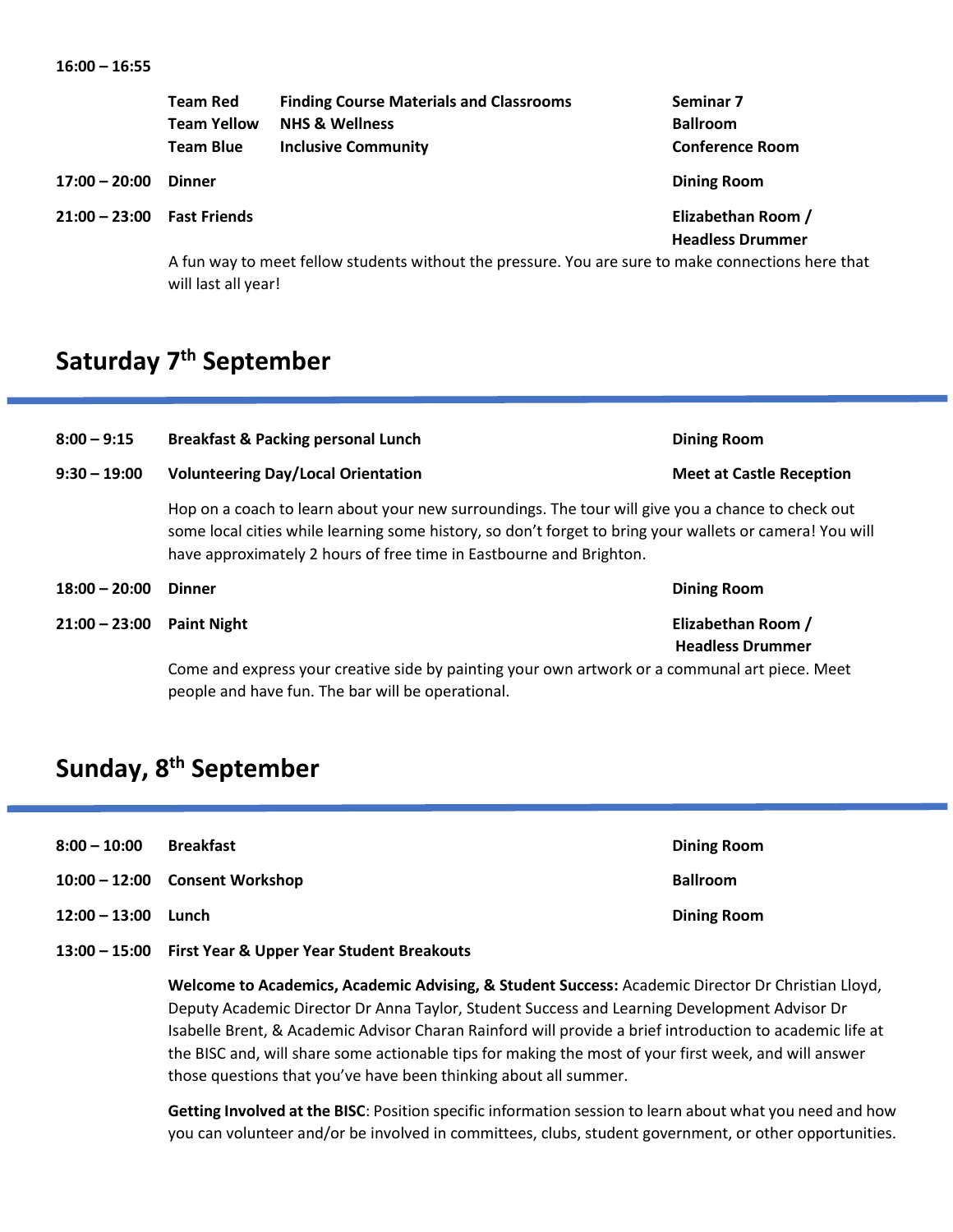**16:00 – 16:55**

| | | |
|---|---|---|
| **Team Red** | **Finding Course Materials and Classrooms** | **Seminar 7** |
| **Team Yellow** | **NHS & Wellness** | **Ballroom** |
| **Team Blue** | **Inclusive Community** | **Conference Room** |

**17:00 – 20:00** **Dinner** — **Dining Room**

**21:00 – 23:00** **Fast Friends** — **Elizabethan Room / Headless Drummer**

A fun way to meet fellow students without the pressure. You are sure to make connections here that will last all year!

## Saturday 7th September

**8:00 – 9:15** **Breakfast & Packing personal Lunch** — **Dining Room**

**9:30 – 19:00** **Volunteering Day/Local Orientation** — **Meet at Castle Reception**

Hop on a coach to learn about your new surroundings. The tour will give you a chance to check out some local cities while learning some history, so don't forget to bring your wallets or camera! You will have approximately 2 hours of free time in Eastbourne and Brighton.

**18:00 – 20:00** **Dinner** — **Dining Room**

**21:00 – 23:00** **Paint Night** — **Elizabethan Room / Headless Drummer**

Come and express your creative side by painting your own artwork or a communal art piece. Meet people and have fun. The bar will be operational.

## Sunday, 8th September

**8:00 – 10:00** **Breakfast** — **Dining Room**

**10:00 – 12:00** **Consent Workshop** — **Ballroom**

**12:00 – 13:00** **Lunch** — **Dining Room**

**13:00 – 15:00** **First Year & Upper Year Student Breakouts**

**Welcome to Academics, Academic Advising, & Student Success:** Academic Director Dr Christian Lloyd, Deputy Academic Director Dr Anna Taylor, Student Success and Learning Development Advisor Dr Isabelle Brent, & Academic Advisor Charan Rainford will provide a brief introduction to academic life at the BISC and, will share some actionable tips for making the most of your first week, and will answer those questions that you've have been thinking about all summer.

**Getting Involved at the BISC**: Position specific information session to learn about what you need and how you can volunteer and/or be involved in committees, clubs, student government, or other opportunities.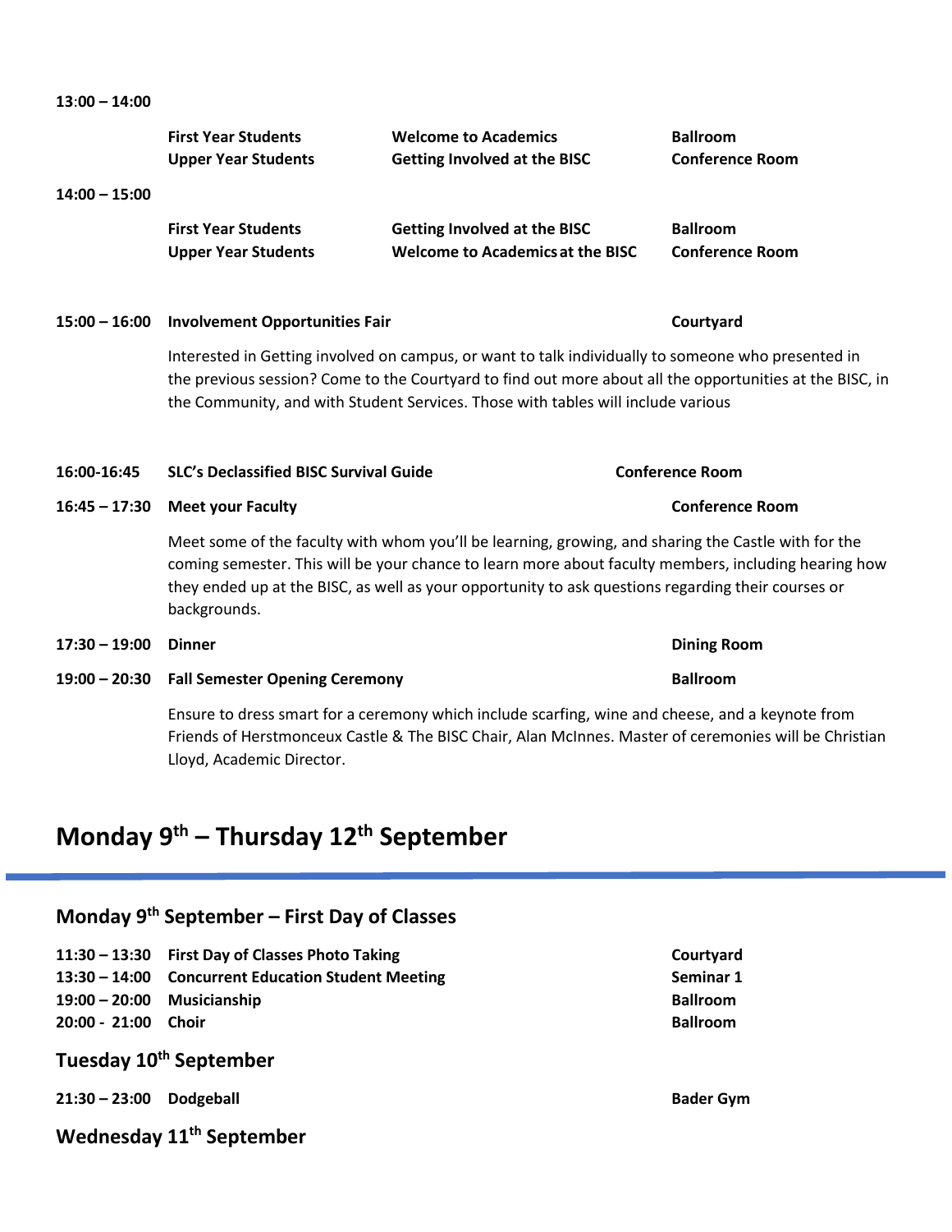**13:00 – 14:00**

| | | |
|---|---|---|
| **First Year Students** | **Welcome to Academics** | **Ballroom** |
| **Upper Year Students** | **Getting Involved at the BISC** | **Conference Room** |

**14:00 – 15:00**

| | | |
|---|---|---|
| **First Year Students** | **Getting Involved at the BISC** | **Ballroom** |
| **Upper Year Students** | **Welcome to Academics at the BISC** | **Conference Room** |

**15:00 – 16:00 Involvement Opportunities Fair** — **Courtyard**

Interested in Getting involved on campus, or want to talk individually to someone who presented in the previous session? Come to the Courtyard to find out more about all the opportunities at the BISC, in the Community, and with Student Services. Those with tables will include various

**16:00-16:45 SLC's Declassified BISC Survival Guide** — **Conference Room**

**16:45 – 17:30 Meet your Faculty** — **Conference Room**

Meet some of the faculty with whom you'll be learning, growing, and sharing the Castle with for the coming semester. This will be your chance to learn more about faculty members, including hearing how they ended up at the BISC, as well as your opportunity to ask questions regarding their courses or backgrounds.

**17:30 – 19:00 Dinner** — **Dining Room**

**19:00 – 20:30 Fall Semester Opening Ceremony** — **Ballroom**

Ensure to dress smart for a ceremony which include scarfing, wine and cheese, and a keynote from Friends of Herstmonceux Castle & The BISC Chair, Alan McInnes. Master of ceremonies will be Christian Lloyd, Academic Director.

# Monday 9th – Thursday 12th September

## Monday 9th September – First Day of Classes

| | | |
|---|---|---|
| **11:30 – 13:30** | **First Day of Classes Photo Taking** | **Courtyard** |
| **13:30 – 14:00** | **Concurrent Education Student Meeting** | **Seminar 1** |
| **19:00 – 20:00** | **Musicianship** | **Ballroom** |
| **20:00 - 21:00** | **Choir** | **Ballroom** |

## Tuesday 10th September

| | | |
|---|---|---|
| **21:30 – 23:00** | **Dodgeball** | **Bader Gym** |

## Wednesday 11th September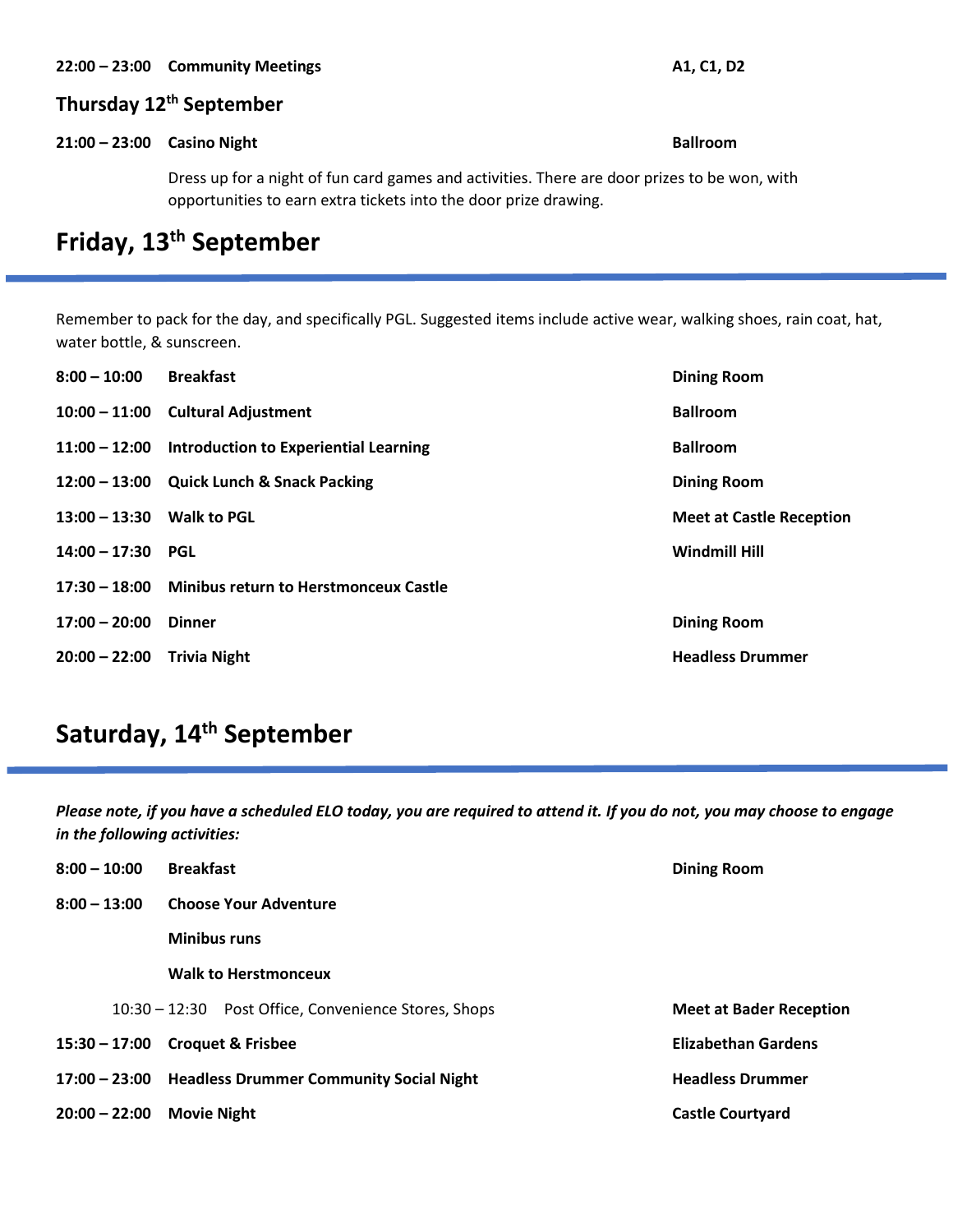**22:00 – 23:00 Community Meetings** **A1, C1, D2**

### Thursday 12th September

**21:00 – 23:00 Casino Night** **Ballroom**

Dress up for a night of fun card games and activities. There are door prizes to be won, with opportunities to earn extra tickets into the door prize drawing.

## Friday, 13th September

Remember to pack for the day, and specifically PGL. Suggested items include active wear, walking shoes, rain coat, hat, water bottle, & sunscreen.

| | | |
|---|---|---|
| **8:00 – 10:00** | **Breakfast** | **Dining Room** |
| **10:00 – 11:00** | **Cultural Adjustment** | **Ballroom** |
| **11:00 – 12:00** | **Introduction to Experiential Learning** | **Ballroom** |
| **12:00 – 13:00** | **Quick Lunch & Snack Packing** | **Dining Room** |
| **13:00 – 13:30** | **Walk to PGL** | **Meet at Castle Reception** |
| **14:00 – 17:30** | **PGL** | **Windmill Hill** |
| **17:30 – 18:00** | **Minibus return to Herstmonceux Castle** | |
| **17:00 – 20:00** | **Dinner** | **Dining Room** |
| **20:00 – 22:00** | **Trivia Night** | **Headless Drummer** |

## Saturday, 14th September

***Please note, if you have a scheduled ELO today, you are required to attend it. If you do not, you may choose to engage in the following activities:***

| | | |
|---|---|---|
| **8:00 – 10:00** | **Breakfast** | **Dining Room** |
| **8:00 – 13:00** | **Choose Your Adventure** | |
| | **Minibus runs** | |
| | **Walk to Herstmonceux** | |
| 10:30 – 12:30 | Post Office, Convenience Stores, Shops | **Meet at Bader Reception** |
| **15:30 – 17:00** | **Croquet & Frisbee** | **Elizabethan Gardens** |
| **17:00 – 23:00** | **Headless Drummer Community Social Night** | **Headless Drummer** |
| **20:00 – 22:00** | **Movie Night** | **Castle Courtyard** |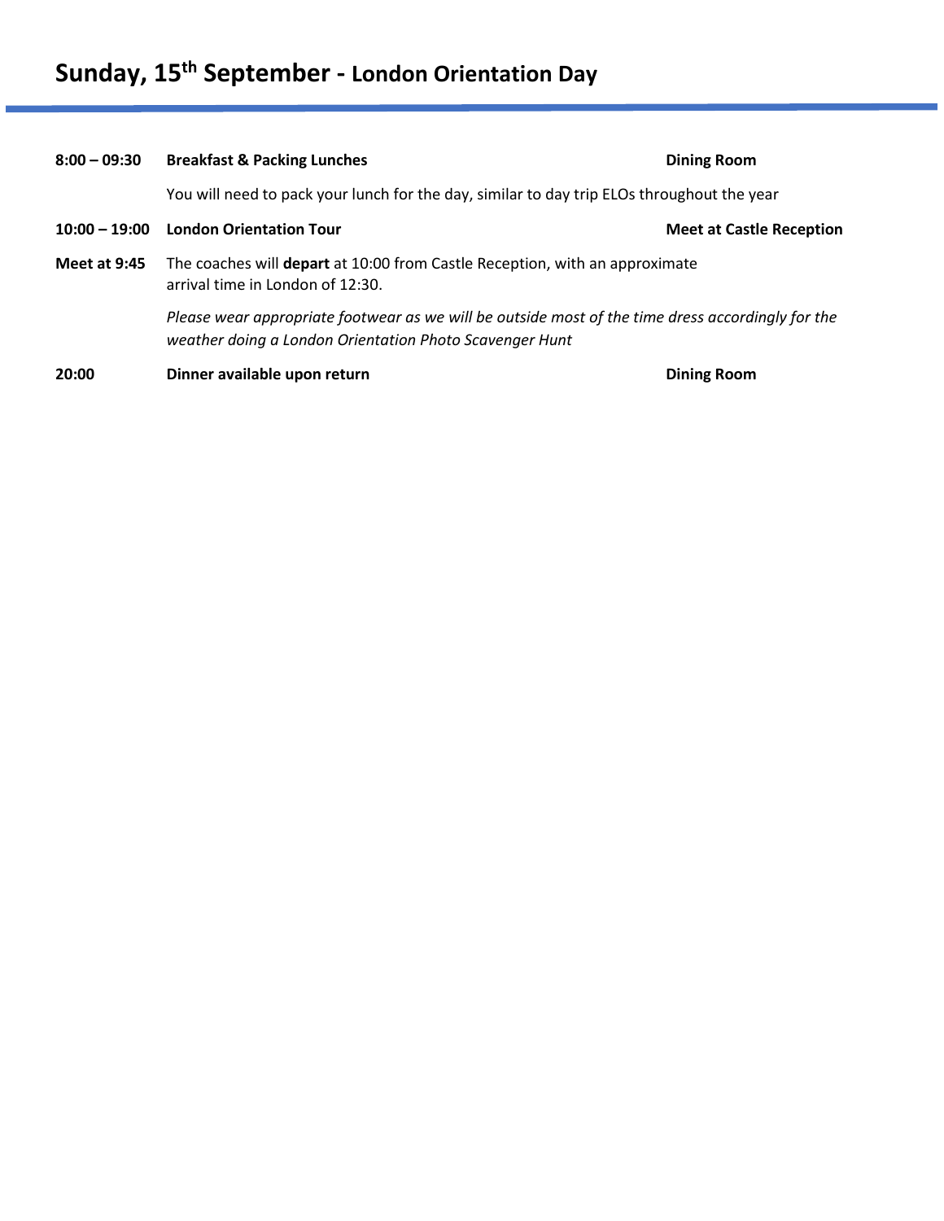# Sunday, 15th September - London Orientation Day

| | | |
|---|---|---|
| **8:00 – 09:30** | **Breakfast & Packing Lunches** | **Dining Room** |
| | You will need to pack your lunch for the day, similar to day trip ELOs throughout the year | |
| **10:00 – 19:00** | **London Orientation Tour** | **Meet at Castle Reception** |
| **Meet at 9:45** | The coaches will **depart** at 10:00 from Castle Reception, with an approximate arrival time in London of 12:30. | |
| | *Please wear appropriate footwear as we will be outside most of the time dress accordingly for the weather doing a London Orientation Photo Scavenger Hunt* | |
| **20:00** | **Dinner available upon return** | **Dining Room** |